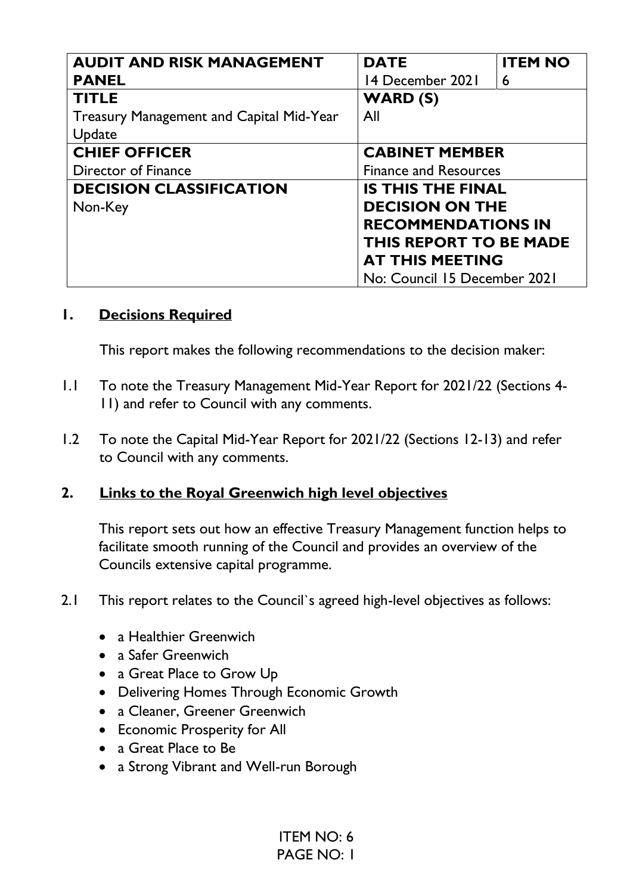| AUDIT AND RISK MANAGEMENT PANEL | DATE<br>14 December 2021 | ITEM NO<br>6 |
| --- | --- | --- |
| **TITLE**<br>Treasury Management and Capital Mid-Year Update | **WARD (S)**<br>All | |
| **CHIEF OFFICER**<br>Director of Finance | **CABINET MEMBER**<br>Finance and Resources | |
| **DECISION CLASSIFICATION**<br>Non-Key | **IS THIS THE FINAL DECISION ON THE RECOMMENDATIONS IN THIS REPORT TO BE MADE AT THIS MEETING**<br>No: Council 15 December 2021 | |

## 1. Decisions Required

This report makes the following recommendations to the decision maker:

1.1 To note the Treasury Management Mid-Year Report for 2021/22 (Sections 4-11) and refer to Council with any comments.

1.2 To note the Capital Mid-Year Report for 2021/22 (Sections 12-13) and refer to Council with any comments.

## 2. Links to the Royal Greenwich high level objectives

This report sets out how an effective Treasury Management function helps to facilitate smooth running of the Council and provides an overview of the Councils extensive capital programme.

2.1 This report relates to the Council`s agreed high-level objectives as follows:

- a Healthier Greenwich
- a Safer Greenwich
- a Great Place to Grow Up
- Delivering Homes Through Economic Growth
- a Cleaner, Greener Greenwich
- Economic Prosperity for All
- a Great Place to Be
- a Strong Vibrant and Well-run Borough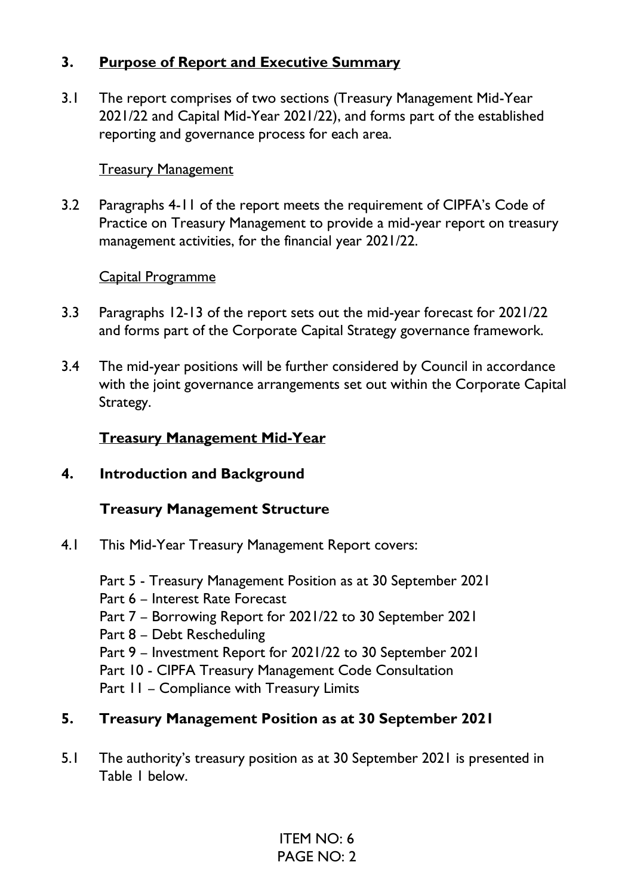## 3. Purpose of Report and Executive Summary

3.1 The report comprises of two sections (Treasury Management Mid-Year 2021/22 and Capital Mid-Year 2021/22), and forms part of the established reporting and governance process for each area.

Treasury Management

3.2 Paragraphs 4-11 of the report meets the requirement of CIPFA's Code of Practice on Treasury Management to provide a mid-year report on treasury management activities, for the financial year 2021/22.

Capital Programme

3.3 Paragraphs 12-13 of the report sets out the mid-year forecast for 2021/22 and forms part of the Corporate Capital Strategy governance framework.

3.4 The mid-year positions will be further considered by Council in accordance with the joint governance arrangements set out within the Corporate Capital Strategy.

## Treasury Management Mid-Year

## 4. Introduction and Background

### Treasury Management Structure

4.1 This Mid-Year Treasury Management Report covers:

Part 5 - Treasury Management Position as at 30 September 2021
Part 6 – Interest Rate Forecast
Part 7 – Borrowing Report for 2021/22 to 30 September 2021
Part 8 – Debt Rescheduling
Part 9 – Investment Report for 2021/22 to 30 September 2021
Part 10 - CIPFA Treasury Management Code Consultation
Part 11 – Compliance with Treasury Limits

## 5. Treasury Management Position as at 30 September 2021

5.1 The authority's treasury position as at 30 September 2021 is presented in Table 1 below.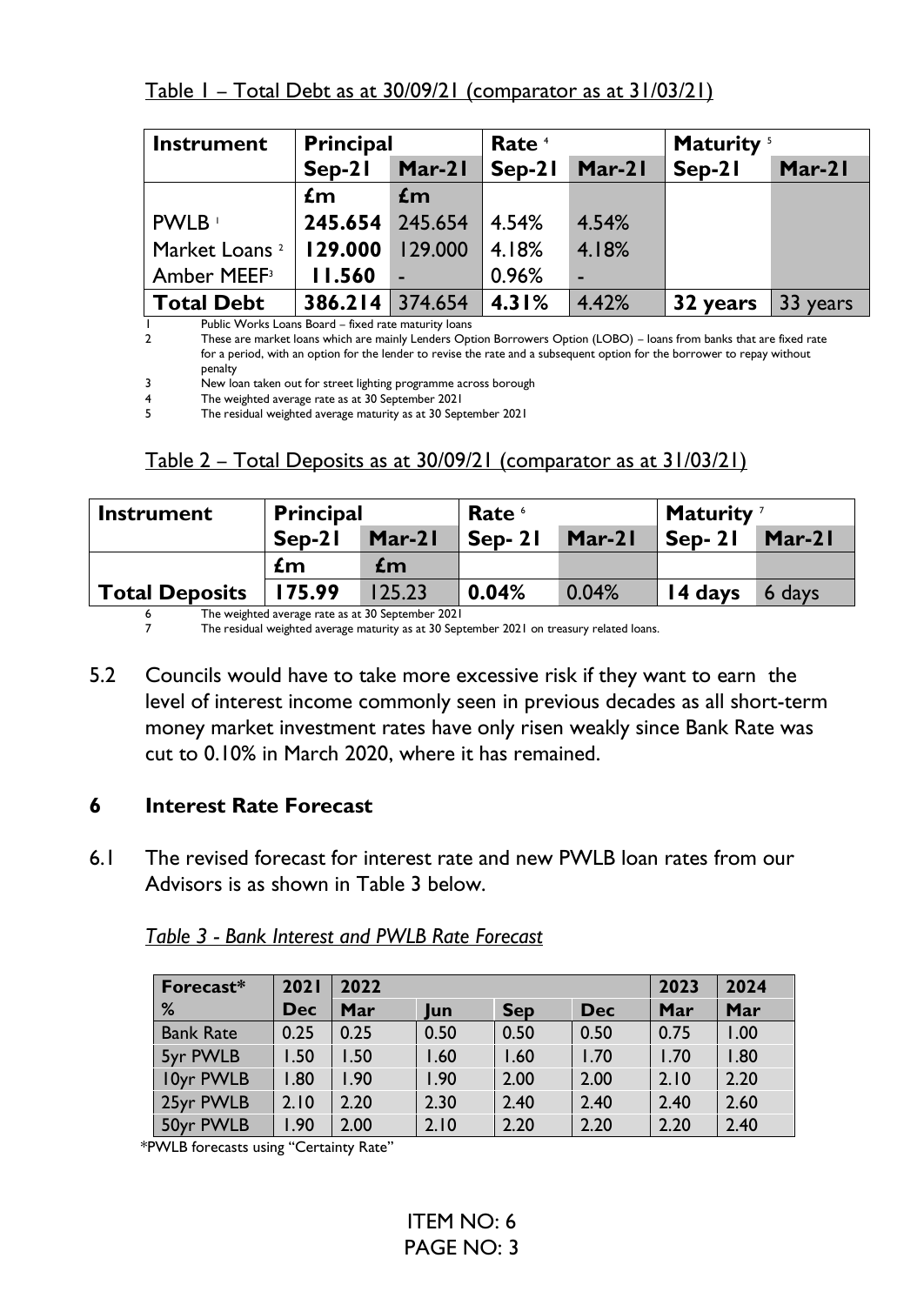Table 1 – Total Debt as at 30/09/21 (comparator as at 31/03/21)

| Instrument | Principal | | Rate [4] | | Maturity [5] | |
|---|---|---|---|---|---|---|
| | Sep-21 | Mar-21 | Sep-21 | Mar-21 | Sep-21 | Mar-21 |
| | £m | £m | | | | |
| PWLB [1] | **245.654** | 245.654 | 4.54% | 4.54% | | |
| Market Loans [2] | **129.000** | 129.000 | 4.18% | 4.18% | | |
| Amber MEEF[3] | **11.560** | - | 0.96% | - | | |
| **Total Debt** | **386.214** | 374.654 | **4.31%** | 4.42% | **32 years** | 33 years |

1 Public Works Loans Board – fixed rate maturity loans

2 These are market loans which are mainly Lenders Option Borrowers Option (LOBO) – loans from banks that are fixed rate for a period, with an option for the lender to revise the rate and a subsequent option for the borrower to repay without penalty

3 New loan taken out for street lighting programme across borough

4 The weighted average rate as at 30 September 2021

5 The residual weighted average maturity as at 30 September 2021

Table 2 – Total Deposits as at 30/09/21 (comparator as at 31/03/21)

| Instrument | Principal | | Rate [6] | | Maturity [7] | |
|---|---|---|---|---|---|---|
| | Sep-21 | Mar-21 | Sep- 21 | Mar-21 | Sep- 21 | Mar-21 |
| | £m | £m | | | | |
| **Total Deposits** | **175.99** | 125.23 | **0.04%** | 0.04% | **14 days** | 6 days |

6 The weighted average rate as at 30 September 2021

7 The residual weighted average maturity as at 30 September 2021 on treasury related loans.

5.2 Councils would have to take more excessive risk if they want to earn the level of interest income commonly seen in previous decades as all short-term money market investment rates have only risen weakly since Bank Rate was cut to 0.10% in March 2020, where it has remained.

## 6 Interest Rate Forecast

6.1 The revised forecast for interest rate and new PWLB loan rates from our Advisors is as shown in Table 3 below.

*Table 3 - Bank Interest and PWLB Rate Forecast*

| Forecast* | 2021 | 2022 | | | | 2023 | 2024 |
|---|---|---|---|---|---|---|---|
| % | Dec | Mar | Jun | Sep | Dec | Mar | Mar |
| Bank Rate | 0.25 | 0.25 | 0.50 | 0.50 | 0.50 | 0.75 | 1.00 |
| 5yr PWLB | 1.50 | 1.50 | 1.60 | 1.60 | 1.70 | 1.70 | 1.80 |
| 10yr PWLB | 1.80 | 1.90 | 1.90 | 2.00 | 2.00 | 2.10 | 2.20 |
| 25yr PWLB | 2.10 | 2.20 | 2.30 | 2.40 | 2.40 | 2.40 | 2.60 |
| 50yr PWLB | 1.90 | 2.00 | 2.10 | 2.20 | 2.20 | 2.20 | 2.40 |

*PWLB forecasts using "Certainty Rate"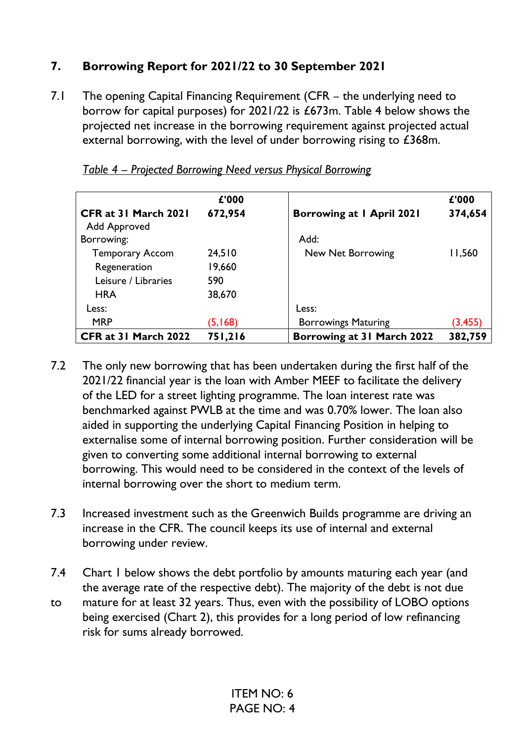## 7. Borrowing Report for 2021/22 to 30 September 2021

7.1 The opening Capital Financing Requirement (CFR – the underlying need to borrow for capital purposes) for 2021/22 is £673m. Table 4 below shows the projected net increase in the borrowing requirement against projected actual external borrowing, with the level of under borrowing rising to £368m.

*Table 4 – Projected Borrowing Need versus Physical Borrowing*

| | £'000 | | £'000 |
|---|---|---|---|
| **CFR at 31 March 2021** | **672,954** | **Borrowing at 1 April 2021** | **374,654** |
| Add Approved Borrowing: | | Add: | |
| Temporary Accom | 24,510 | New Net Borrowing | 11,560 |
| Regeneration | 19,660 | | |
| Leisure / Libraries | 590 | | |
| HRA | 38,670 | | |
| Less: | | Less: | |
| MRP | (5,168) | Borrowings Maturing | (3,455) |
| **CFR at 31 March 2022** | **751,216** | **Borrowing at 31 March 2022** | **382,759** |

7.2 The only new borrowing that has been undertaken during the first half of the 2021/22 financial year is the loan with Amber MEEF to facilitate the delivery of the LED for a street lighting programme. The loan interest rate was benchmarked against PWLB at the time and was 0.70% lower. The loan also aided in supporting the underlying Capital Financing Position in helping to externalise some of internal borrowing position. Further consideration will be given to converting some additional internal borrowing to external borrowing. This would need to be considered in the context of the levels of internal borrowing over the short to medium term.

7.3 Increased investment such as the Greenwich Builds programme are driving an increase in the CFR. The council keeps its use of internal and external borrowing under review.

7.4 Chart 1 below shows the debt portfolio by amounts maturing each year (and the average rate of the respective debt). The majority of the debt is not due to mature for at least 32 years. Thus, even with the possibility of LOBO options being exercised (Chart 2), this provides for a long period of low refinancing risk for sums already borrowed.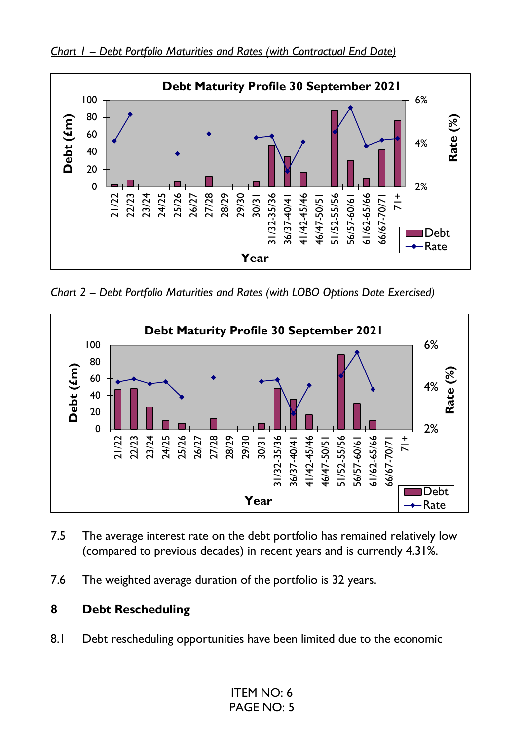*Chart 1 – Debt Portfolio Maturities and Rates (with Contractual End Date)*

*Chart 2 – Debt Portfolio Maturities and Rates (with LOBO Options Date Exercised)*

7.5 The average interest rate on the debt portfolio has remained relatively low (compared to previous decades) in recent years and is currently 4.31%.

7.6 The weighted average duration of the portfolio is 32 years.

## 8 Debt Rescheduling

8.1 Debt rescheduling opportunities have been limited due to the economic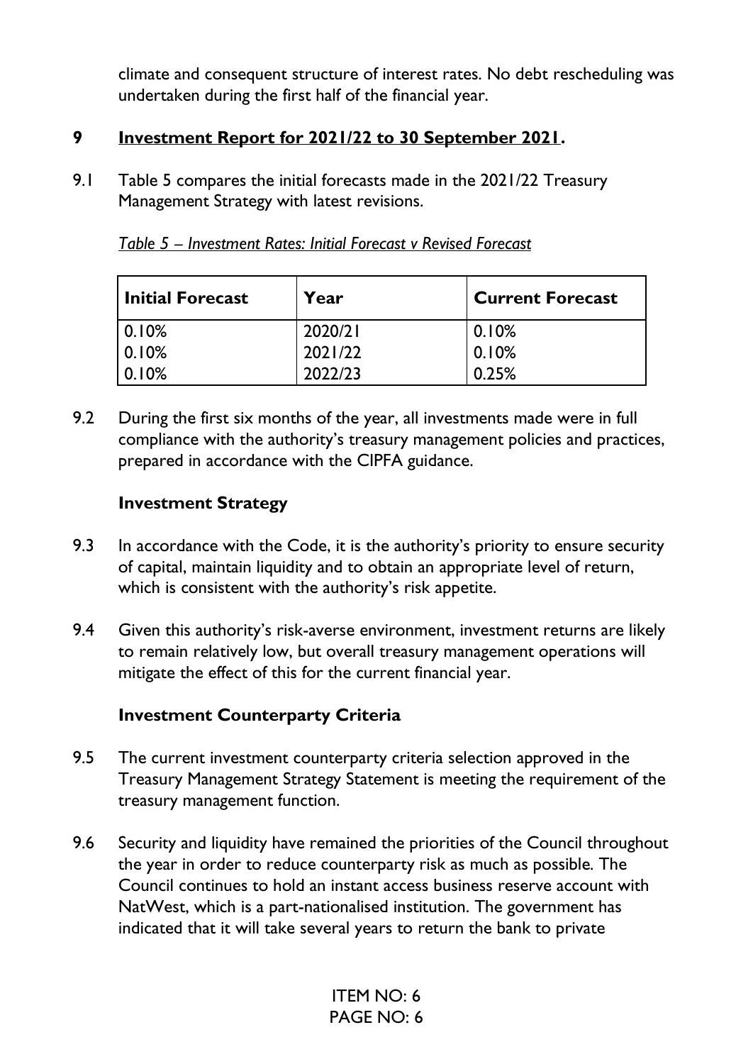climate and consequent structure of interest rates. No debt rescheduling was undertaken during the first half of the financial year.

## 9 Investment Report for 2021/22 to 30 September 2021.

9.1 Table 5 compares the initial forecasts made in the 2021/22 Treasury Management Strategy with latest revisions.

*Table 5 – Investment Rates: Initial Forecast v Revised Forecast*

| Initial Forecast | Year | Current Forecast |
|---|---|---|
| 0.10% | 2020/21 | 0.10% |
| 0.10% | 2021/22 | 0.10% |
| 0.10% | 2022/23 | 0.25% |

9.2 During the first six months of the year, all investments made were in full compliance with the authority's treasury management policies and practices, prepared in accordance with the CIPFA guidance.

### Investment Strategy

9.3 In accordance with the Code, it is the authority's priority to ensure security of capital, maintain liquidity and to obtain an appropriate level of return, which is consistent with the authority's risk appetite.

9.4 Given this authority's risk-averse environment, investment returns are likely to remain relatively low, but overall treasury management operations will mitigate the effect of this for the current financial year.

### Investment Counterparty Criteria

9.5 The current investment counterparty criteria selection approved in the Treasury Management Strategy Statement is meeting the requirement of the treasury management function.

9.6 Security and liquidity have remained the priorities of the Council throughout the year in order to reduce counterparty risk as much as possible. The Council continues to hold an instant access business reserve account with NatWest, which is a part-nationalised institution. The government has indicated that it will take several years to return the bank to private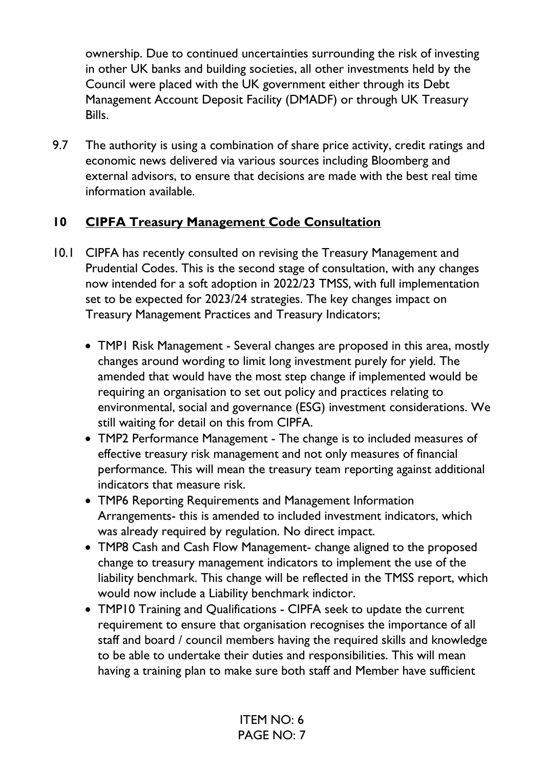ownership. Due to continued uncertainties surrounding the risk of investing in other UK banks and building societies, all other investments held by the Council were placed with the UK government either through its Debt Management Account Deposit Facility (DMADF) or through UK Treasury Bills.

9.7 The authority is using a combination of share price activity, credit ratings and economic news delivered via various sources including Bloomberg and external advisors, to ensure that decisions are made with the best real time information available.

## 10 <u>CIPFA Treasury Management Code Consultation</u>

10.1 CIPFA has recently consulted on revising the Treasury Management and Prudential Codes. This is the second stage of consultation, with any changes now intended for a soft adoption in 2022/23 TMSS, with full implementation set to be expected for 2023/24 strategies. The key changes impact on Treasury Management Practices and Treasury Indicators;

- TMP1 Risk Management - Several changes are proposed in this area, mostly changes around wording to limit long investment purely for yield. The amended that would have the most step change if implemented would be requiring an organisation to set out policy and practices relating to environmental, social and governance (ESG) investment considerations. We still waiting for detail on this from CIPFA.
- TMP2 Performance Management - The change is to included measures of effective treasury risk management and not only measures of financial performance. This will mean the treasury team reporting against additional indicators that measure risk.
- TMP6 Reporting Requirements and Management Information Arrangements- this is amended to included investment indicators, which was already required by regulation. No direct impact.
- TMP8 Cash and Cash Flow Management- change aligned to the proposed change to treasury management indicators to implement the use of the liability benchmark. This change will be reflected in the TMSS report, which would now include a Liability benchmark indictor.
- TMP10 Training and Qualifications - CIPFA seek to update the current requirement to ensure that organisation recognises the importance of all staff and board / council members having the required skills and knowledge to be able to undertake their duties and responsibilities. This will mean having a training plan to make sure both staff and Member have sufficient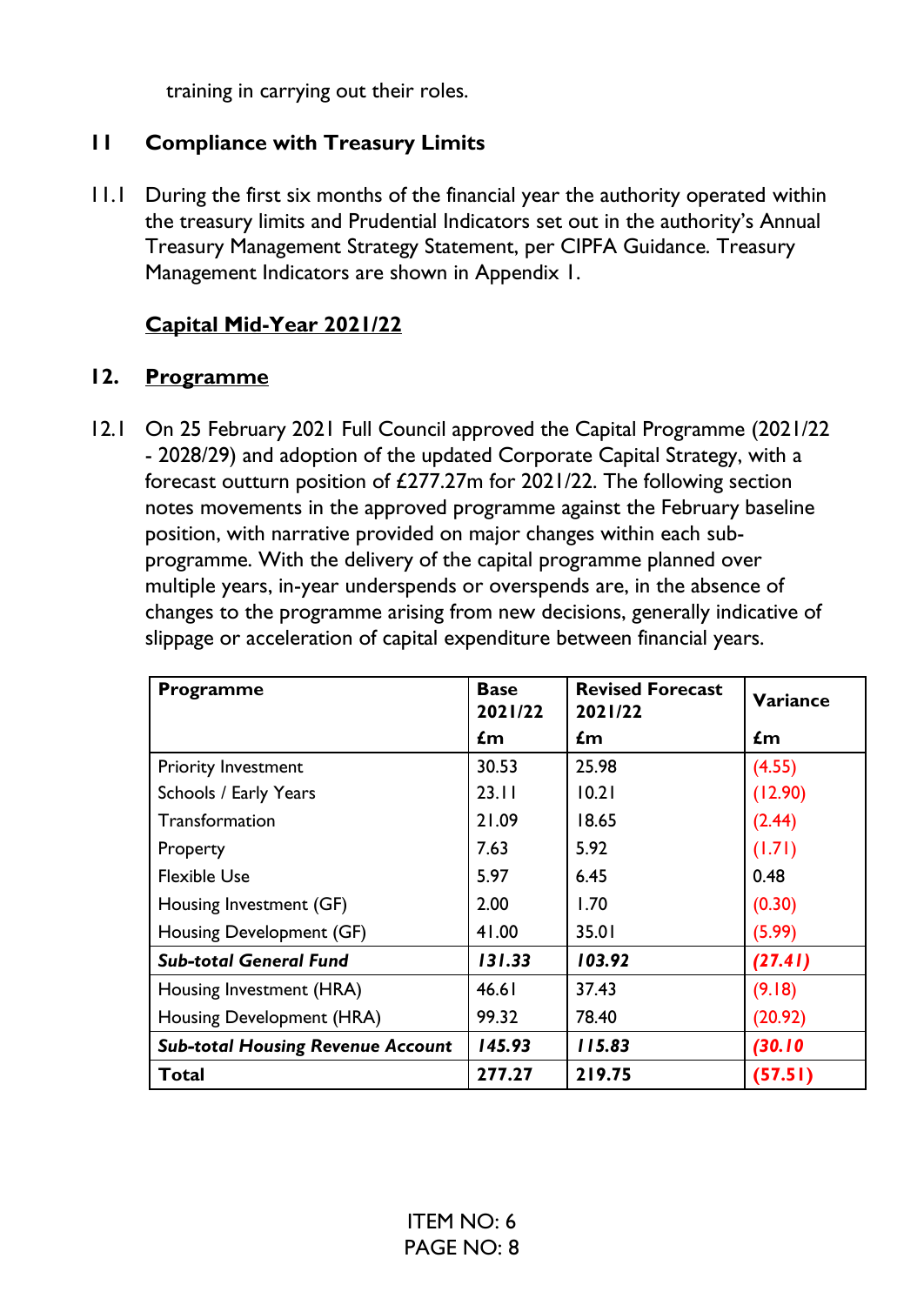training in carrying out their roles.

## 11 Compliance with Treasury Limits

11.1 During the first six months of the financial year the authority operated within the treasury limits and Prudential Indicators set out in the authority's Annual Treasury Management Strategy Statement, per CIPFA Guidance. Treasury Management Indicators are shown in Appendix 1.

**Capital Mid-Year 2021/22**

## 12. Programme

12.1 On 25 February 2021 Full Council approved the Capital Programme (2021/22 - 2028/29) and adoption of the updated Corporate Capital Strategy, with a forecast outturn position of £277.27m for 2021/22. The following section notes movements in the approved programme against the February baseline position, with narrative provided on major changes within each sub-programme. With the delivery of the capital programme planned over multiple years, in-year underspends or overspends are, in the absence of changes to the programme arising from new decisions, generally indicative of slippage or acceleration of capital expenditure between financial years.

| Programme | Base 2021/22 £m | Revised Forecast 2021/22 £m | Variance £m |
|---|---|---|---|
| Priority Investment | 30.53 | 25.98 | (4.55) |
| Schools / Early Years | 23.11 | 10.21 | (12.90) |
| Transformation | 21.09 | 18.65 | (2.44) |
| Property | 7.63 | 5.92 | (1.71) |
| Flexible Use | 5.97 | 6.45 | 0.48 |
| Housing Investment (GF) | 2.00 | 1.70 | (0.30) |
| Housing Development (GF) | 41.00 | 35.01 | (5.99) |
| ***Sub-total General Fund*** | ***131.33*** | ***103.92*** | ***(27.41)*** |
| Housing Investment (HRA) | 46.61 | 37.43 | (9.18) |
| Housing Development (HRA) | 99.32 | 78.40 | (20.92) |
| ***Sub-total Housing Revenue Account*** | ***145.93*** | ***115.83*** | ***(30.10*** |
| **Total** | **277.27** | **219.75** | **(57.51)** |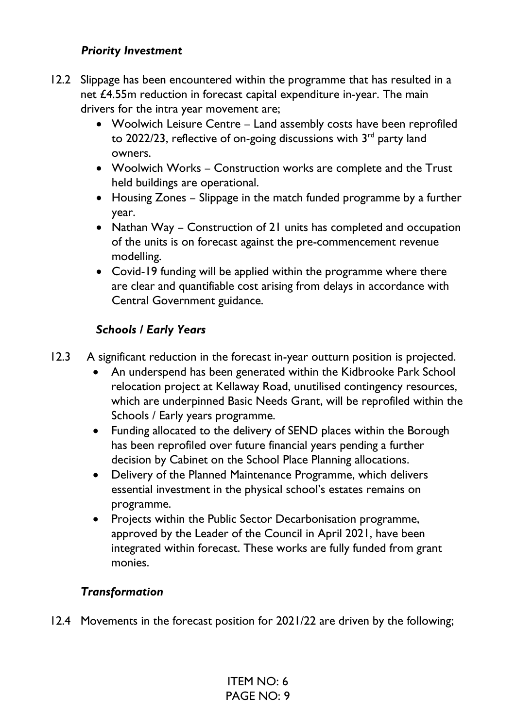### *Priority Investment*

12.2 Slippage has been encountered within the programme that has resulted in a net £4.55m reduction in forecast capital expenditure in-year. The main drivers for the intra year movement are;

- Woolwich Leisure Centre – Land assembly costs have been reprofiled to 2022/23, reflective of on-going discussions with 3rd party land owners.
- Woolwich Works – Construction works are complete and the Trust held buildings are operational.
- Housing Zones – Slippage in the match funded programme by a further year.
- Nathan Way – Construction of 21 units has completed and occupation of the units is on forecast against the pre-commencement revenue modelling.
- Covid-19 funding will be applied within the programme where there are clear and quantifiable cost arising from delays in accordance with Central Government guidance.

### *Schools / Early Years*

12.3 A significant reduction in the forecast in-year outturn position is projected.

- An underspend has been generated within the Kidbrooke Park School relocation project at Kellaway Road, unutilised contingency resources, which are underpinned Basic Needs Grant, will be reprofiled within the Schools / Early years programme.
- Funding allocated to the delivery of SEND places within the Borough has been reprofiled over future financial years pending a further decision by Cabinet on the School Place Planning allocations.
- Delivery of the Planned Maintenance Programme, which delivers essential investment in the physical school's estates remains on programme.
- Projects within the Public Sector Decarbonisation programme, approved by the Leader of the Council in April 2021, have been integrated within forecast. These works are fully funded from grant monies.

### *Transformation*

12.4 Movements in the forecast position for 2021/22 are driven by the following;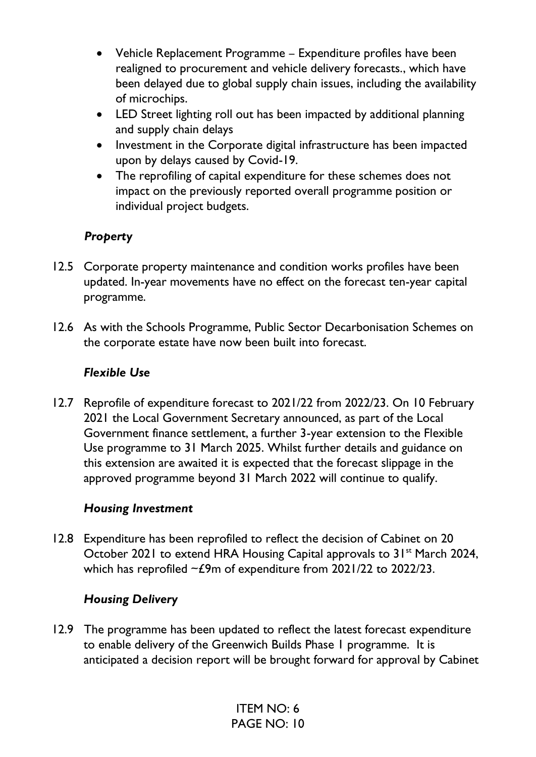- Vehicle Replacement Programme – Expenditure profiles have been realigned to procurement and vehicle delivery forecasts., which have been delayed due to global supply chain issues, including the availability of microchips.
- LED Street lighting roll out has been impacted by additional planning and supply chain delays
- Investment in the Corporate digital infrastructure has been impacted upon by delays caused by Covid-19.
- The reprofiling of capital expenditure for these schemes does not impact on the previously reported overall programme position or individual project budgets.

### *Property*

12.5 Corporate property maintenance and condition works profiles have been updated. In-year movements have no effect on the forecast ten-year capital programme.

12.6 As with the Schools Programme, Public Sector Decarbonisation Schemes on the corporate estate have now been built into forecast.

### *Flexible Use*

12.7 Reprofile of expenditure forecast to 2021/22 from 2022/23. On 10 February 2021 the Local Government Secretary announced, as part of the Local Government finance settlement, a further 3-year extension to the Flexible Use programme to 31 March 2025. Whilst further details and guidance on this extension are awaited it is expected that the forecast slippage in the approved programme beyond 31 March 2022 will continue to qualify.

### *Housing Investment*

12.8 Expenditure has been reprofiled to reflect the decision of Cabinet on 20 October 2021 to extend HRA Housing Capital approvals to 31st March 2024, which has reprofiled ~£9m of expenditure from 2021/22 to 2022/23.

### *Housing Delivery*

12.9 The programme has been updated to reflect the latest forecast expenditure to enable delivery of the Greenwich Builds Phase 1 programme. It is anticipated a decision report will be brought forward for approval by Cabinet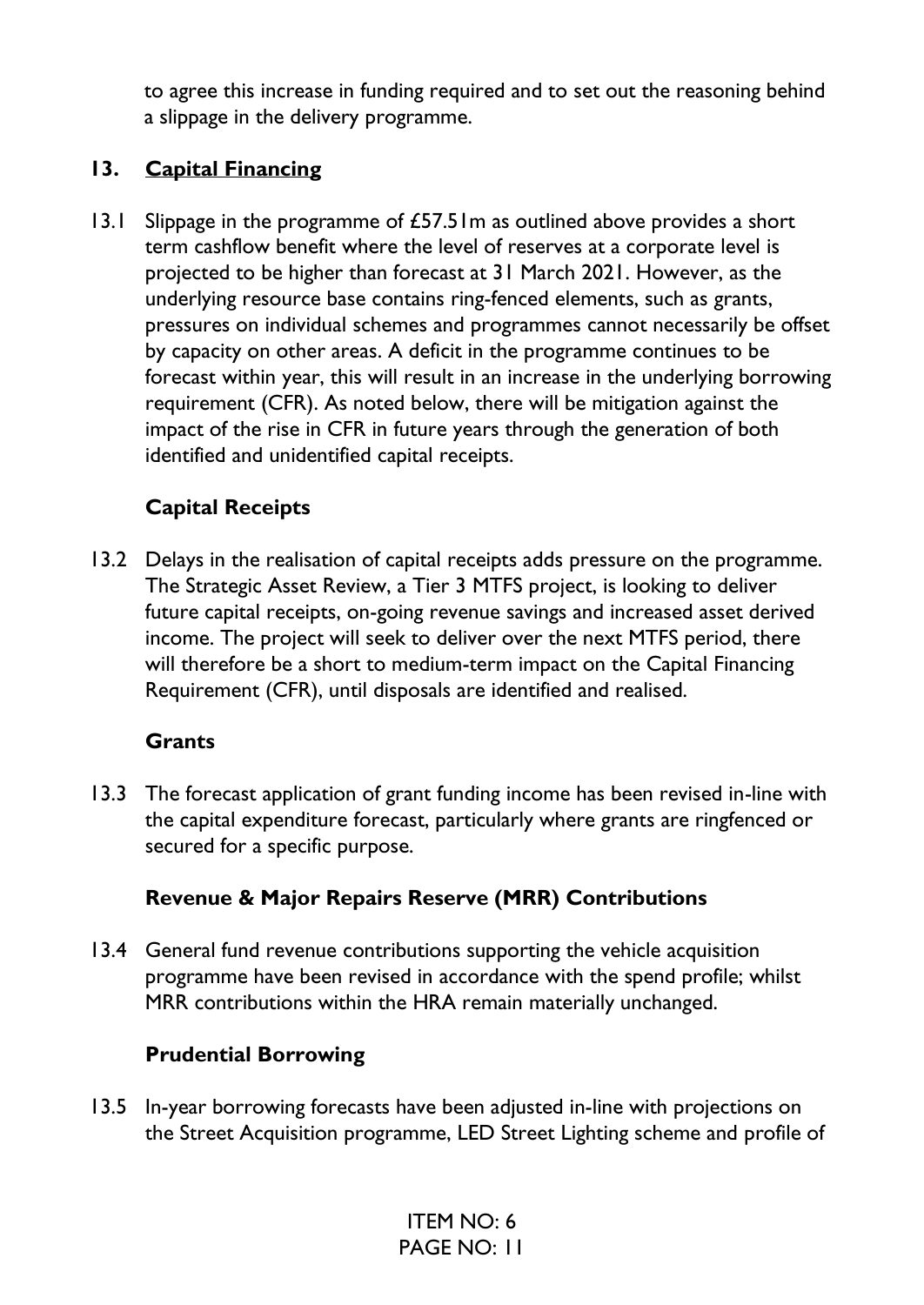to agree this increase in funding required and to set out the reasoning behind a slippage in the delivery programme.

## 13. Capital Financing

13.1 Slippage in the programme of £57.51m as outlined above provides a short term cashflow benefit where the level of reserves at a corporate level is projected to be higher than forecast at 31 March 2021. However, as the underlying resource base contains ring-fenced elements, such as grants, pressures on individual schemes and programmes cannot necessarily be offset by capacity on other areas. A deficit in the programme continues to be forecast within year, this will result in an increase in the underlying borrowing requirement (CFR). As noted below, there will be mitigation against the impact of the rise in CFR in future years through the generation of both identified and unidentified capital receipts.

### Capital Receipts

13.2 Delays in the realisation of capital receipts adds pressure on the programme. The Strategic Asset Review, a Tier 3 MTFS project, is looking to deliver future capital receipts, on-going revenue savings and increased asset derived income. The project will seek to deliver over the next MTFS period, there will therefore be a short to medium-term impact on the Capital Financing Requirement (CFR), until disposals are identified and realised.

### Grants

13.3 The forecast application of grant funding income has been revised in-line with the capital expenditure forecast, particularly where grants are ringfenced or secured for a specific purpose.

### Revenue & Major Repairs Reserve (MRR) Contributions

13.4 General fund revenue contributions supporting the vehicle acquisition programme have been revised in accordance with the spend profile; whilst MRR contributions within the HRA remain materially unchanged.

### Prudential Borrowing

13.5 In-year borrowing forecasts have been adjusted in-line with projections on the Street Acquisition programme, LED Street Lighting scheme and profile of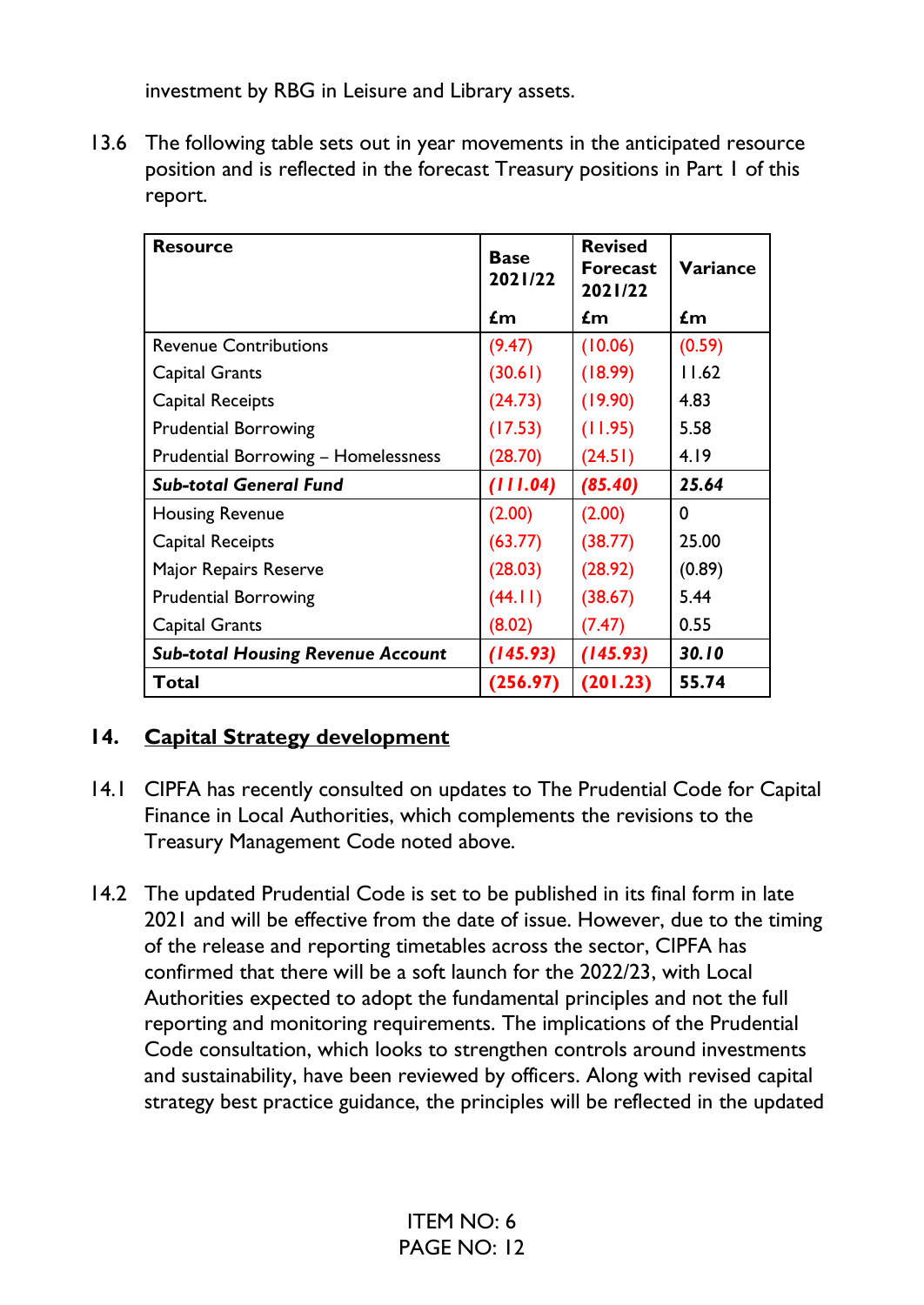investment by RBG in Leisure and Library assets.

13.6 The following table sets out in year movements in the anticipated resource position and is reflected in the forecast Treasury positions in Part 1 of this report.

| Resource | Base 2021/22 £m | Revised Forecast 2021/22 £m | Variance £m |
|---|---|---|---|
| Revenue Contributions | (9.47) | (10.06) | (0.59) |
| Capital Grants | (30.61) | (18.99) | 11.62 |
| Capital Receipts | (24.73) | (19.90) | 4.83 |
| Prudential Borrowing | (17.53) | (11.95) | 5.58 |
| Prudential Borrowing – Homelessness | (28.70) | (24.51) | 4.19 |
| ***Sub-total General Fund*** | ***(111.04)*** | ***(85.40)*** | ***25.64*** |
| Housing Revenue | (2.00) | (2.00) | 0 |
| Capital Receipts | (63.77) | (38.77) | 25.00 |
| Major Repairs Reserve | (28.03) | (28.92) | (0.89) |
| Prudential Borrowing | (44.11) | (38.67) | 5.44 |
| Capital Grants | (8.02) | (7.47) | 0.55 |
| ***Sub-total Housing Revenue Account*** | ***(145.93)*** | ***(145.93)*** | ***30.10*** |
| **Total** | **(256.97)** | **(201.23)** | **55.74** |

## 14. Capital Strategy development

14.1 CIPFA has recently consulted on updates to The Prudential Code for Capital Finance in Local Authorities, which complements the revisions to the Treasury Management Code noted above.

14.2 The updated Prudential Code is set to be published in its final form in late 2021 and will be effective from the date of issue. However, due to the timing of the release and reporting timetables across the sector, CIPFA has confirmed that there will be a soft launch for the 2022/23, with Local Authorities expected to adopt the fundamental principles and not the full reporting and monitoring requirements. The implications of the Prudential Code consultation, which looks to strengthen controls around investments and sustainability, have been reviewed by officers. Along with revised capital strategy best practice guidance, the principles will be reflected in the updated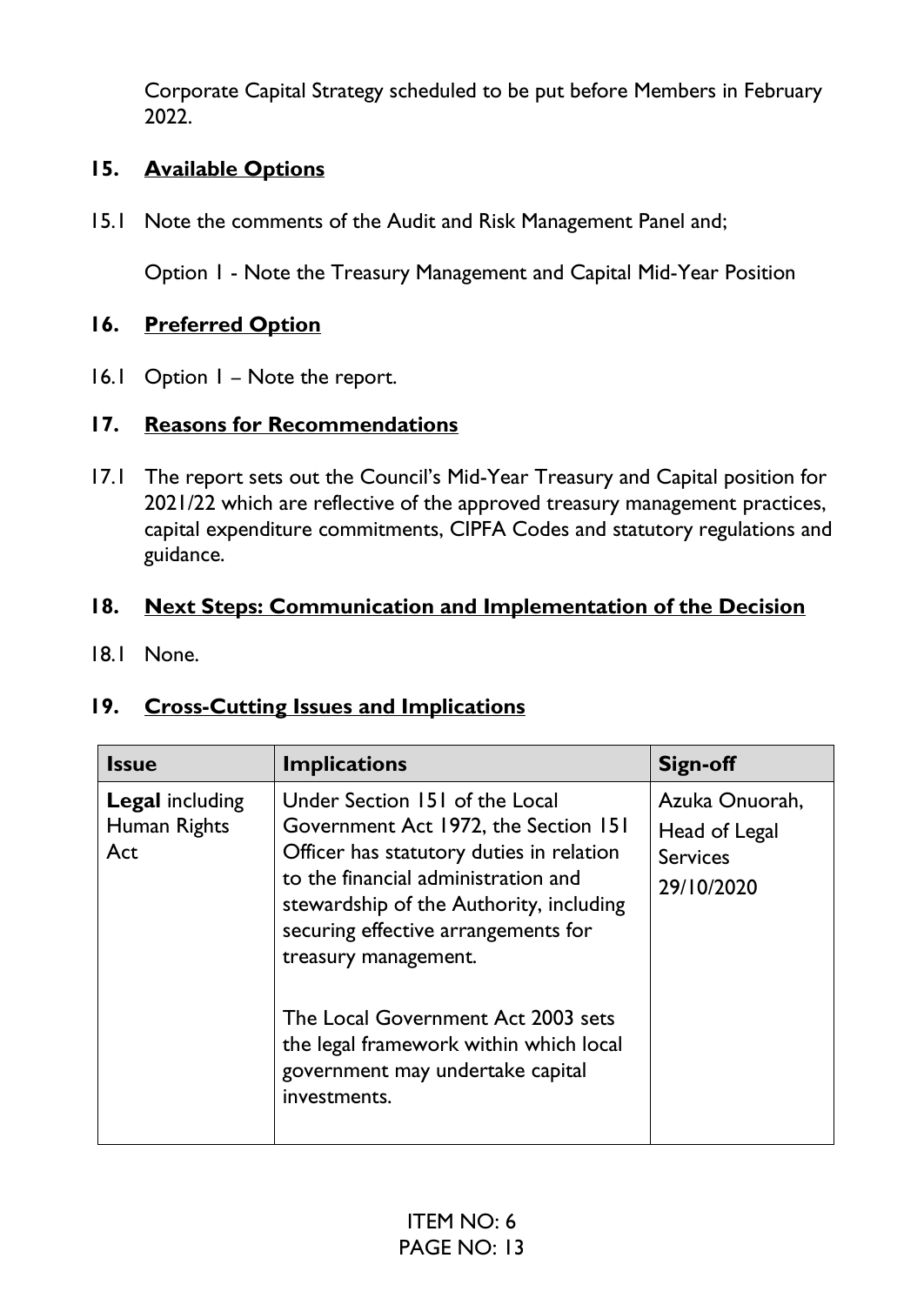Corporate Capital Strategy scheduled to be put before Members in February 2022.

## 15. Available Options

15.1 Note the comments of the Audit and Risk Management Panel and;

Option 1 - Note the Treasury Management and Capital Mid-Year Position

## 16. Preferred Option

16.1 Option 1 – Note the report.

## 17. Reasons for Recommendations

17.1 The report sets out the Council's Mid-Year Treasury and Capital position for 2021/22 which are reflective of the approved treasury management practices, capital expenditure commitments, CIPFA Codes and statutory regulations and guidance.

## 18. Next Steps: Communication and Implementation of the Decision

18.1 None.

## 19. Cross-Cutting Issues and Implications

| Issue | Implications | Sign-off |
|---|---|---|
| **Legal** including Human Rights Act | Under Section 151 of the Local Government Act 1972, the Section 151 Officer has statutory duties in relation to the financial administration and stewardship of the Authority, including securing effective arrangements for treasury management.<br><br>The Local Government Act 2003 sets the legal framework within which local government may undertake capital investments. | Azuka Onuorah, Head of Legal Services 29/10/2020 |

ITEM NO: 6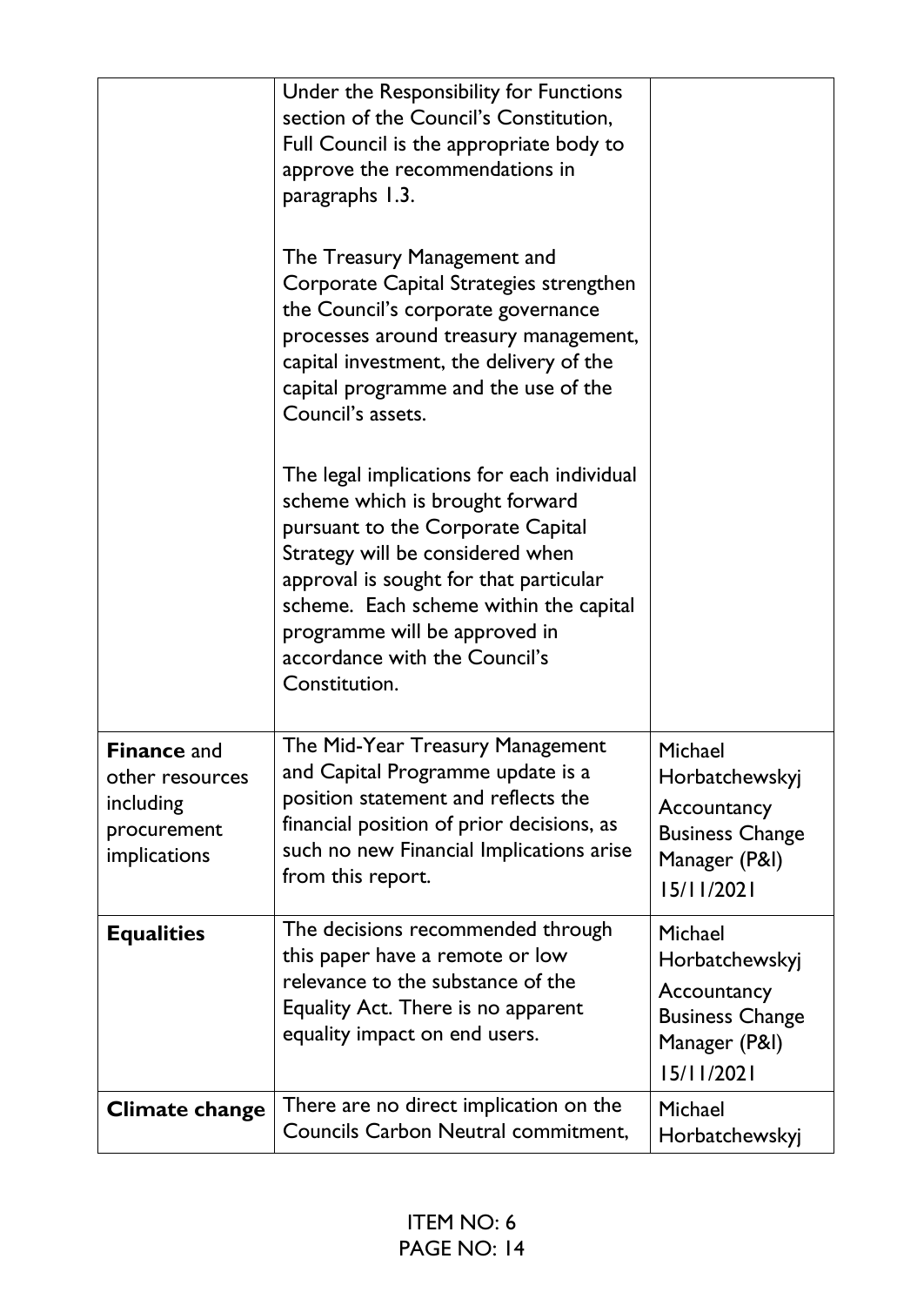| | | |
|---|---|---|
| | Under the Responsibility for Functions section of the Council's Constitution, Full Council is the appropriate body to approve the recommendations in paragraphs 1.3.<br><br>The Treasury Management and Corporate Capital Strategies strengthen the Council's corporate governance processes around treasury management, capital investment, the delivery of the capital programme and the use of the Council's assets.<br><br>The legal implications for each individual scheme which is brought forward pursuant to the Corporate Capital Strategy will be considered when approval is sought for that particular scheme. Each scheme within the capital programme will be approved in accordance with the Council's Constitution. | |
| **Finance** and other resources including procurement implications | The Mid-Year Treasury Management and Capital Programme update is a position statement and reflects the financial position of prior decisions, as such no new Financial Implications arise from this report. | Michael Horbatchewskyj Accountancy Business Change Manager (P&I) 15/11/2021 |
| **Equalities** | The decisions recommended through this paper have a remote or low relevance to the substance of the Equality Act. There is no apparent equality impact on end users. | Michael Horbatchewskyj Accountancy Business Change Manager (P&I) 15/11/2021 |
| **Climate change** | There are no direct implication on the Councils Carbon Neutral commitment, | Michael Horbatchewskyj |

ITEM NO: 6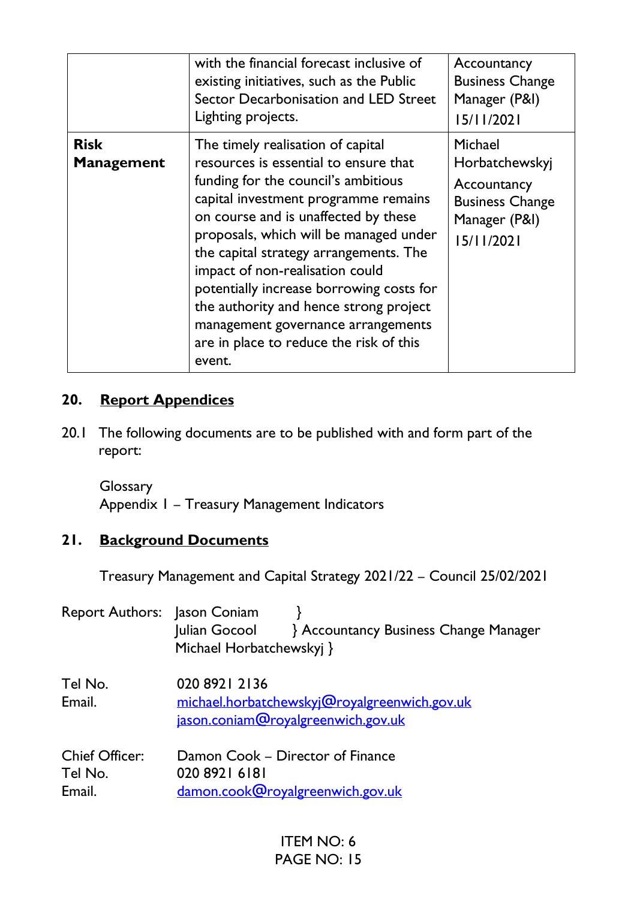| | | |
|---|---|---|
| | with the financial forecast inclusive of existing initiatives, such as the Public Sector Decarbonisation and LED Street Lighting projects. | Accountancy Business Change Manager (P&I) 15/11/2021 |
| **Risk Management** | The timely realisation of capital resources is essential to ensure that funding for the council's ambitious capital investment programme remains on course and is unaffected by these proposals, which will be managed under the capital strategy arrangements. The impact of non-realisation could potentially increase borrowing costs for the authority and hence strong project management governance arrangements are in place to reduce the risk of this event. | Michael Horbatchewskyj Accountancy Business Change Manager (P&I) 15/11/2021 |

## 20. Report Appendices

20.1 The following documents are to be published with and form part of the report:

Glossary
Appendix 1 – Treasury Management Indicators

## 21. Background Documents

Treasury Management and Capital Strategy 2021/22 – Council 25/02/2021

Report Authors: Jason Coniam }
Julian Gocool } Accountancy Business Change Manager
Michael Horbatchewskyj }

Tel No. 020 8921 2136
Email. michael.horbatchewskyj@royalgreenwich.gov.uk
jason.coniam@royalgreenwich.gov.uk

Chief Officer: Damon Cook – Director of Finance
Tel No. 020 8921 6181
Email. damon.cook@royalgreenwich.gov.uk

ITEM NO: 6